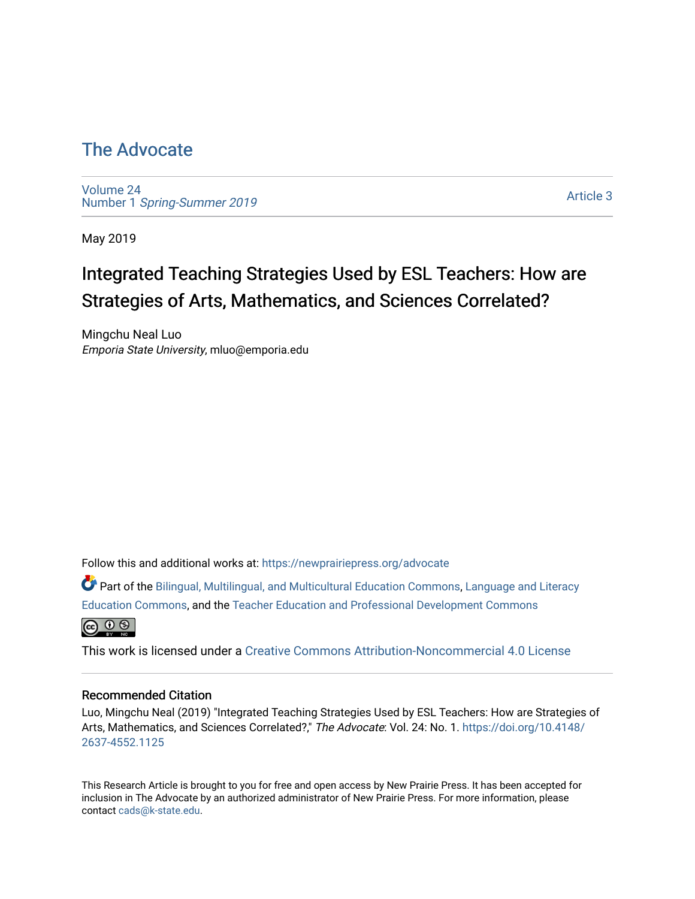# The Advocate

Volume 24
Number 1 *Spring-Summer 2019*

Article 3

May 2019

## Integrated Teaching Strategies Used by ESL Teachers: How are Strategies of Arts, Mathematics, and Sciences Correlated?

Mingchu Neal Luo
*Emporia State University*, mluo@emporia.edu

Follow this and additional works at: https://newprairiepress.org/advocate

Part of the Bilingual, Multilingual, and Multicultural Education Commons, Language and Literacy Education Commons, and the Teacher Education and Professional Development Commons

This work is licensed under a Creative Commons Attribution-Noncommercial 4.0 License

### Recommended Citation

Luo, Mingchu Neal (2019) "Integrated Teaching Strategies Used by ESL Teachers: How are Strategies of Arts, Mathematics, and Sciences Correlated?," *The Advocate*: Vol. 24: No. 1. https://doi.org/10.4148/2637-4552.1125

This Research Article is brought to you for free and open access by New Prairie Press. It has been accepted for inclusion in The Advocate by an authorized administrator of New Prairie Press. For more information, please contact cads@k-state.edu.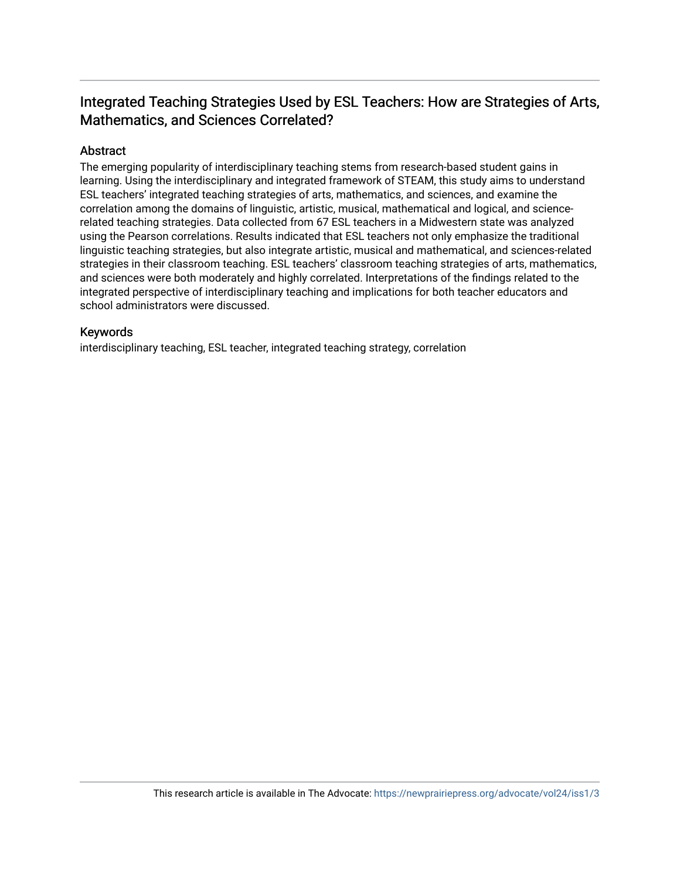## Integrated Teaching Strategies Used by ESL Teachers: How are Strategies of Arts, Mathematics, and Sciences Correlated?

### Abstract

The emerging popularity of interdisciplinary teaching stems from research-based student gains in learning. Using the interdisciplinary and integrated framework of STEAM, this study aims to understand ESL teachers' integrated teaching strategies of arts, mathematics, and sciences, and examine the correlation among the domains of linguistic, artistic, musical, mathematical and logical, and science-related teaching strategies. Data collected from 67 ESL teachers in a Midwestern state was analyzed using the Pearson correlations. Results indicated that ESL teachers not only emphasize the traditional linguistic teaching strategies, but also integrate artistic, musical and mathematical, and sciences-related strategies in their classroom teaching. ESL teachers' classroom teaching strategies of arts, mathematics, and sciences were both moderately and highly correlated. Interpretations of the findings related to the integrated perspective of interdisciplinary teaching and implications for both teacher educators and school administrators were discussed.

### Keywords

interdisciplinary teaching, ESL teacher, integrated teaching strategy, correlation

This research article is available in The Advocate: https://newprairiepress.org/advocate/vol24/iss1/3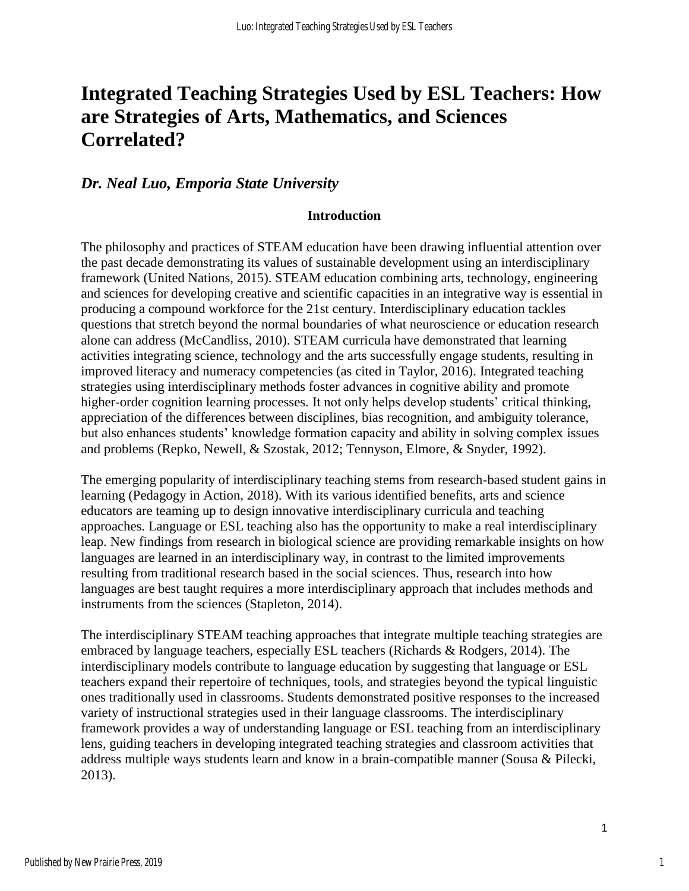# Integrated Teaching Strategies Used by ESL Teachers: How are Strategies of Arts, Mathematics, and Sciences Correlated?

## *Dr. Neal Luo, Emporia State University*

### Introduction

The philosophy and practices of STEAM education have been drawing influential attention over the past decade demonstrating its values of sustainable development using an interdisciplinary framework (United Nations, 2015). STEAM education combining arts, technology, engineering and sciences for developing creative and scientific capacities in an integrative way is essential in producing a compound workforce for the 21st century. Interdisciplinary education tackles questions that stretch beyond the normal boundaries of what neuroscience or education research alone can address (McCandliss, 2010). STEAM curricula have demonstrated that learning activities integrating science, technology and the arts successfully engage students, resulting in improved literacy and numeracy competencies (as cited in Taylor, 2016). Integrated teaching strategies using interdisciplinary methods foster advances in cognitive ability and promote higher-order cognition learning processes. It not only helps develop students' critical thinking, appreciation of the differences between disciplines, bias recognition, and ambiguity tolerance, but also enhances students' knowledge formation capacity and ability in solving complex issues and problems (Repko, Newell, & Szostak, 2012; Tennyson, Elmore, & Snyder, 1992).

The emerging popularity of interdisciplinary teaching stems from research-based student gains in learning (Pedagogy in Action, 2018). With its various identified benefits, arts and science educators are teaming up to design innovative interdisciplinary curricula and teaching approaches. Language or ESL teaching also has the opportunity to make a real interdisciplinary leap. New findings from research in biological science are providing remarkable insights on how languages are learned in an interdisciplinary way, in contrast to the limited improvements resulting from traditional research based in the social sciences. Thus, research into how languages are best taught requires a more interdisciplinary approach that includes methods and instruments from the sciences (Stapleton, 2014).

The interdisciplinary STEAM teaching approaches that integrate multiple teaching strategies are embraced by language teachers, especially ESL teachers (Richards & Rodgers, 2014). The interdisciplinary models contribute to language education by suggesting that language or ESL teachers expand their repertoire of techniques, tools, and strategies beyond the typical linguistic ones traditionally used in classrooms. Students demonstrated positive responses to the increased variety of instructional strategies used in their language classrooms. The interdisciplinary framework provides a way of understanding language or ESL teaching from an interdisciplinary lens, guiding teachers in developing integrated teaching strategies and classroom activities that address multiple ways students learn and know in a brain-compatible manner (Sousa & Pilecki, 2013).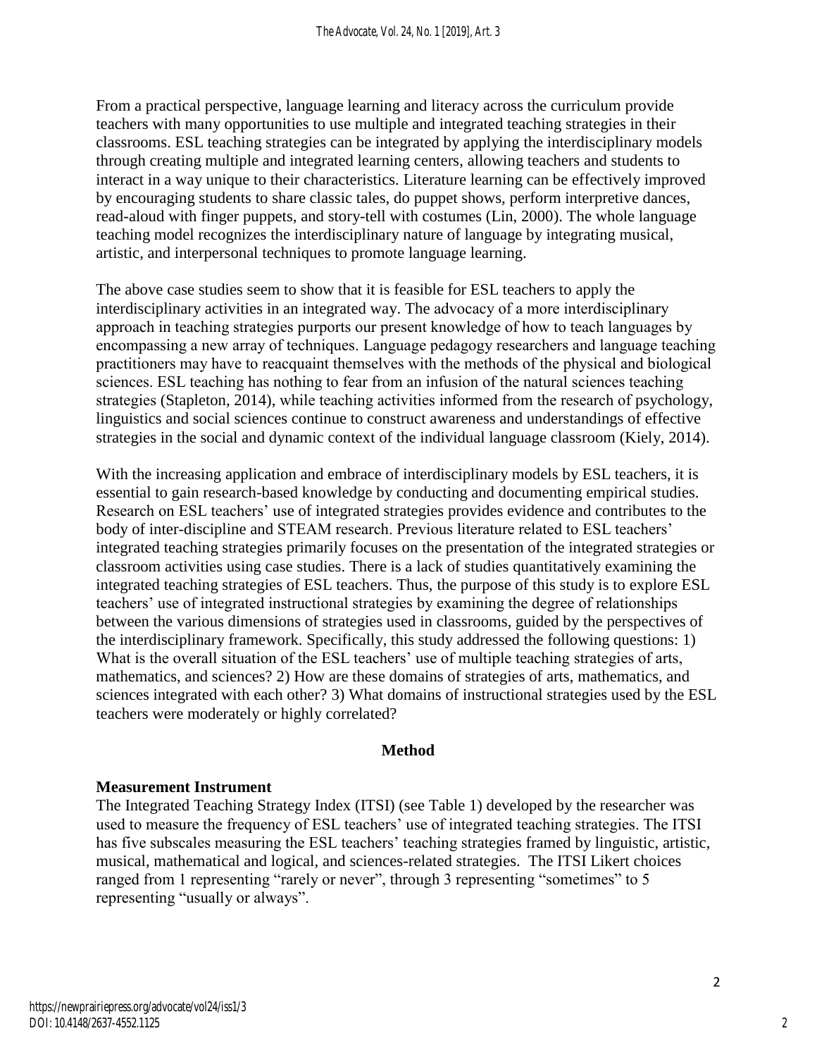From a practical perspective, language learning and literacy across the curriculum provide teachers with many opportunities to use multiple and integrated teaching strategies in their classrooms. ESL teaching strategies can be integrated by applying the interdisciplinary models through creating multiple and integrated learning centers, allowing teachers and students to interact in a way unique to their characteristics. Literature learning can be effectively improved by encouraging students to share classic tales, do puppet shows, perform interpretive dances, read-aloud with finger puppets, and story-tell with costumes (Lin, 2000). The whole language teaching model recognizes the interdisciplinary nature of language by integrating musical, artistic, and interpersonal techniques to promote language learning.

The above case studies seem to show that it is feasible for ESL teachers to apply the interdisciplinary activities in an integrated way. The advocacy of a more interdisciplinary approach in teaching strategies purports our present knowledge of how to teach languages by encompassing a new array of techniques. Language pedagogy researchers and language teaching practitioners may have to reacquaint themselves with the methods of the physical and biological sciences. ESL teaching has nothing to fear from an infusion of the natural sciences teaching strategies (Stapleton, 2014), while teaching activities informed from the research of psychology, linguistics and social sciences continue to construct awareness and understandings of effective strategies in the social and dynamic context of the individual language classroom (Kiely, 2014).

With the increasing application and embrace of interdisciplinary models by ESL teachers, it is essential to gain research-based knowledge by conducting and documenting empirical studies. Research on ESL teachers' use of integrated strategies provides evidence and contributes to the body of inter-discipline and STEAM research. Previous literature related to ESL teachers' integrated teaching strategies primarily focuses on the presentation of the integrated strategies or classroom activities using case studies. There is a lack of studies quantitatively examining the integrated teaching strategies of ESL teachers. Thus, the purpose of this study is to explore ESL teachers' use of integrated instructional strategies by examining the degree of relationships between the various dimensions of strategies used in classrooms, guided by the perspectives of the interdisciplinary framework. Specifically, this study addressed the following questions: 1) What is the overall situation of the ESL teachers' use of multiple teaching strategies of arts, mathematics, and sciences? 2) How are these domains of strategies of arts, mathematics, and sciences integrated with each other? 3) What domains of instructional strategies used by the ESL teachers were moderately or highly correlated?

## Method

### Measurement Instrument

The Integrated Teaching Strategy Index (ITSI) (see Table 1) developed by the researcher was used to measure the frequency of ESL teachers' use of integrated teaching strategies. The ITSI has five subscales measuring the ESL teachers' teaching strategies framed by linguistic, artistic, musical, mathematical and logical, and sciences-related strategies. The ITSI Likert choices ranged from 1 representing "rarely or never", through 3 representing "sometimes" to 5 representing "usually or always".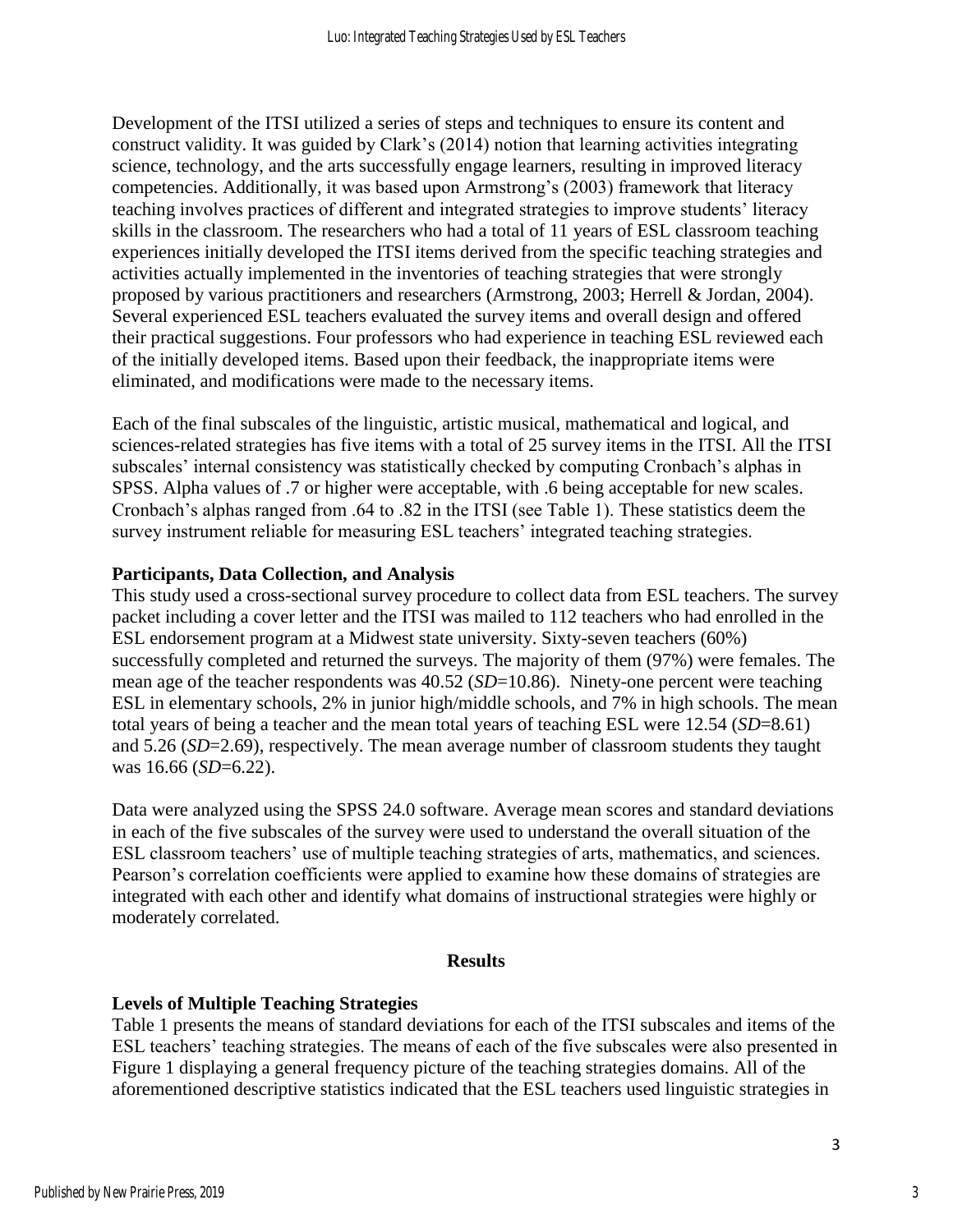Development of the ITSI utilized a series of steps and techniques to ensure its content and construct validity. It was guided by Clark's (2014) notion that learning activities integrating science, technology, and the arts successfully engage learners, resulting in improved literacy competencies. Additionally, it was based upon Armstrong's (2003) framework that literacy teaching involves practices of different and integrated strategies to improve students' literacy skills in the classroom. The researchers who had a total of 11 years of ESL classroom teaching experiences initially developed the ITSI items derived from the specific teaching strategies and activities actually implemented in the inventories of teaching strategies that were strongly proposed by various practitioners and researchers (Armstrong, 2003; Herrell & Jordan, 2004). Several experienced ESL teachers evaluated the survey items and overall design and offered their practical suggestions. Four professors who had experience in teaching ESL reviewed each of the initially developed items. Based upon their feedback, the inappropriate items were eliminated, and modifications were made to the necessary items.

Each of the final subscales of the linguistic, artistic musical, mathematical and logical, and sciences-related strategies has five items with a total of 25 survey items in the ITSI. All the ITSI subscales' internal consistency was statistically checked by computing Cronbach's alphas in SPSS. Alpha values of .7 or higher were acceptable, with .6 being acceptable for new scales. Cronbach's alphas ranged from .64 to .82 in the ITSI (see Table 1). These statistics deem the survey instrument reliable for measuring ESL teachers' integrated teaching strategies.

### Participants, Data Collection, and Analysis

This study used a cross-sectional survey procedure to collect data from ESL teachers. The survey packet including a cover letter and the ITSI was mailed to 112 teachers who had enrolled in the ESL endorsement program at a Midwest state university. Sixty-seven teachers (60%) successfully completed and returned the surveys. The majority of them (97%) were females. The mean age of the teacher respondents was 40.52 (*SD*=10.86). Ninety-one percent were teaching ESL in elementary schools, 2% in junior high/middle schools, and 7% in high schools. The mean total years of being a teacher and the mean total years of teaching ESL were 12.54 (*SD*=8.61) and 5.26 (*SD*=2.69), respectively. The mean average number of classroom students they taught was 16.66 (*SD*=6.22).

Data were analyzed using the SPSS 24.0 software. Average mean scores and standard deviations in each of the five subscales of the survey were used to understand the overall situation of the ESL classroom teachers' use of multiple teaching strategies of arts, mathematics, and sciences. Pearson's correlation coefficients were applied to examine how these domains of strategies are integrated with each other and identify what domains of instructional strategies were highly or moderately correlated.

## Results

### Levels of Multiple Teaching Strategies

Table 1 presents the means of standard deviations for each of the ITSI subscales and items of the ESL teachers' teaching strategies. The means of each of the five subscales were also presented in Figure 1 displaying a general frequency picture of the teaching strategies domains. All of the aforementioned descriptive statistics indicated that the ESL teachers used linguistic strategies in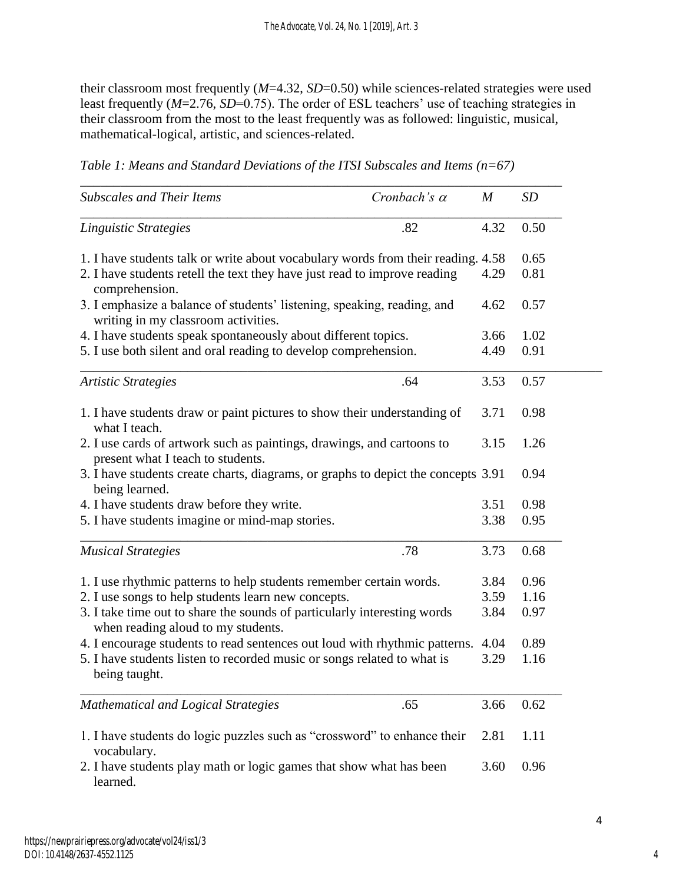their classroom most frequently (*M*=4.32, *SD*=0.50) while sciences-related strategies were used least frequently (*M*=2.76, *SD*=0.75). The order of ESL teachers' use of teaching strategies in their classroom from the most to the least frequently was as followed: linguistic, musical, mathematical-logical, artistic, and sciences-related.

*Table 1: Means and Standard Deviations of the ITSI Subscales and Items (n=67)*

| *Subscales and Their Items* | *Cronbach's α* | *M* | *SD* |
|---|---|---|---|
| *Linguistic Strategies* | .82 | 4.32 | 0.50 |
| 1. I have students talk or write about vocabulary words from their reading. | | 4.58 | 0.65 |
| 2. I have students retell the text they have just read to improve reading comprehension. | | 4.29 | 0.81 |
| 3. I emphasize a balance of students' listening, speaking, reading, and writing in my classroom activities. | | 4.62 | 0.57 |
| 4. I have students speak spontaneously about different topics. | | 3.66 | 1.02 |
| 5. I use both silent and oral reading to develop comprehension. | | 4.49 | 0.91 |
| *Artistic Strategies* | .64 | 3.53 | 0.57 |
| 1. I have students draw or paint pictures to show their understanding of what I teach. | | 3.71 | 0.98 |
| 2. I use cards of artwork such as paintings, drawings, and cartoons to present what I teach to students. | | 3.15 | 1.26 |
| 3. I have students create charts, diagrams, or graphs to depict the concepts being learned. | | 3.91 | 0.94 |
| 4. I have students draw before they write. | | 3.51 | 0.98 |
| 5. I have students imagine or mind-map stories. | | 3.38 | 0.95 |
| *Musical Strategies* | .78 | 3.73 | 0.68 |
| 1. I use rhythmic patterns to help students remember certain words. | | 3.84 | 0.96 |
| 2. I use songs to help students learn new concepts. | | 3.59 | 1.16 |
| 3. I take time out to share the sounds of particularly interesting words when reading aloud to my students. | | 3.84 | 0.97 |
| 4. I encourage students to read sentences out loud with rhythmic patterns. | | 4.04 | 0.89 |
| 5. I have students listen to recorded music or songs related to what is being taught. | | 3.29 | 1.16 |
| *Mathematical and Logical Strategies* | .65 | 3.66 | 0.62 |
| 1. I have students do logic puzzles such as "crossword" to enhance their vocabulary. | | 2.81 | 1.11 |
| 2. I have students play math or logic games that show what has been learned. | | 3.60 | 0.96 |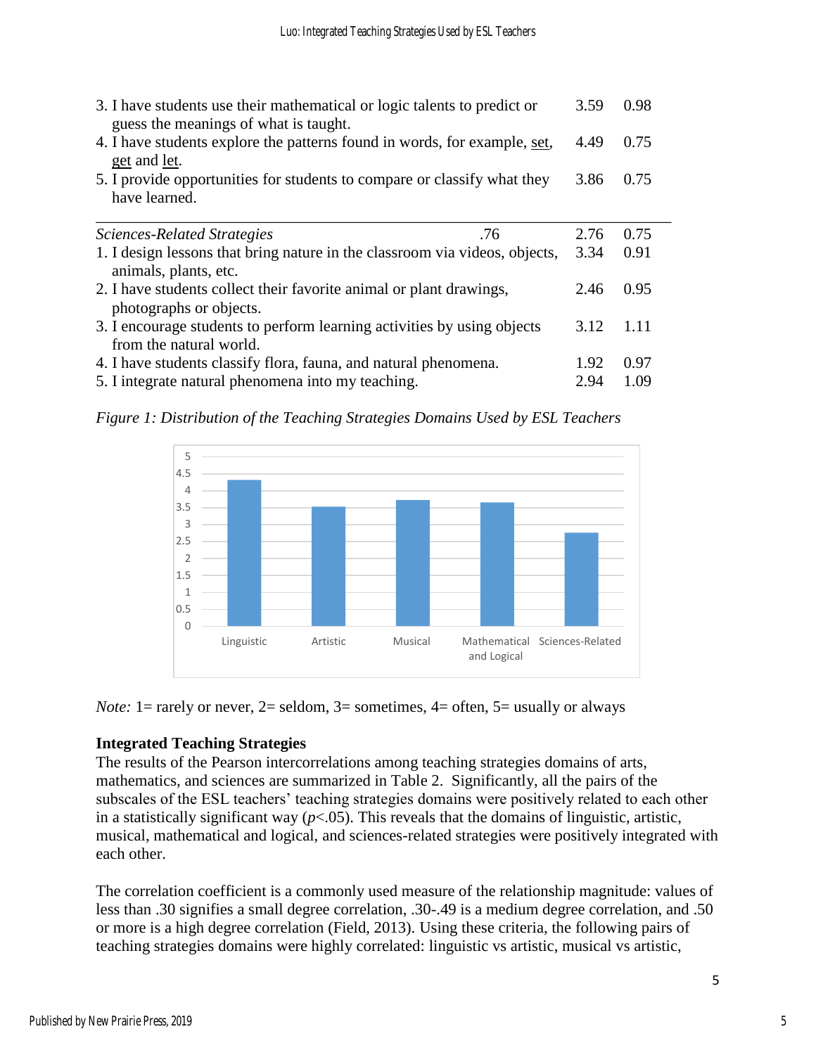| | | | |
|---|---|---|---|
| 3. I have students use their mathematical or logic talents to predict or guess the meanings of what is taught. | | 3.59 | 0.98 |
| 4. I have students explore the patterns found in words, for example, set, get and let. | | 4.49 | 0.75 |
| 5. I provide opportunities for students to compare or classify what they have learned. | | 3.86 | 0.75 |
| *Sciences-Related Strategies* | .76 | 2.76 | 0.75 |
| 1. I design lessons that bring nature in the classroom via videos, objects, animals, plants, etc. | | 3.34 | 0.91 |
| 2. I have students collect their favorite animal or plant drawings, photographs or objects. | | 2.46 | 0.95 |
| 3. I encourage students to perform learning activities by using objects from the natural world. | | 3.12 | 1.11 |
| 4. I have students classify flora, fauna, and natural phenomena. | | 1.92 | 0.97 |
| 5. I integrate natural phenomena into my teaching. | | 2.94 | 1.09 |

*Figure 1: Distribution of the Teaching Strategies Domains Used by ESL Teachers*

*Note:* 1= rarely or never, 2= seldom, 3= sometimes, 4= often, 5= usually or always

**Integrated Teaching Strategies**

The results of the Pearson intercorrelations among teaching strategies domains of arts, mathematics, and sciences are summarized in Table 2. Significantly, all the pairs of the subscales of the ESL teachers' teaching strategies domains were positively related to each other in a statistically significant way ($p$<.05). This reveals that the domains of linguistic, artistic, musical, mathematical and logical, and sciences-related strategies were positively integrated with each other.

The correlation coefficient is a commonly used measure of the relationship magnitude: values of less than .30 signifies a small degree correlation, .30-.49 is a medium degree correlation, and .50 or more is a high degree correlation (Field, 2013). Using these criteria, the following pairs of teaching strategies domains were highly correlated: linguistic vs artistic, musical vs artistic,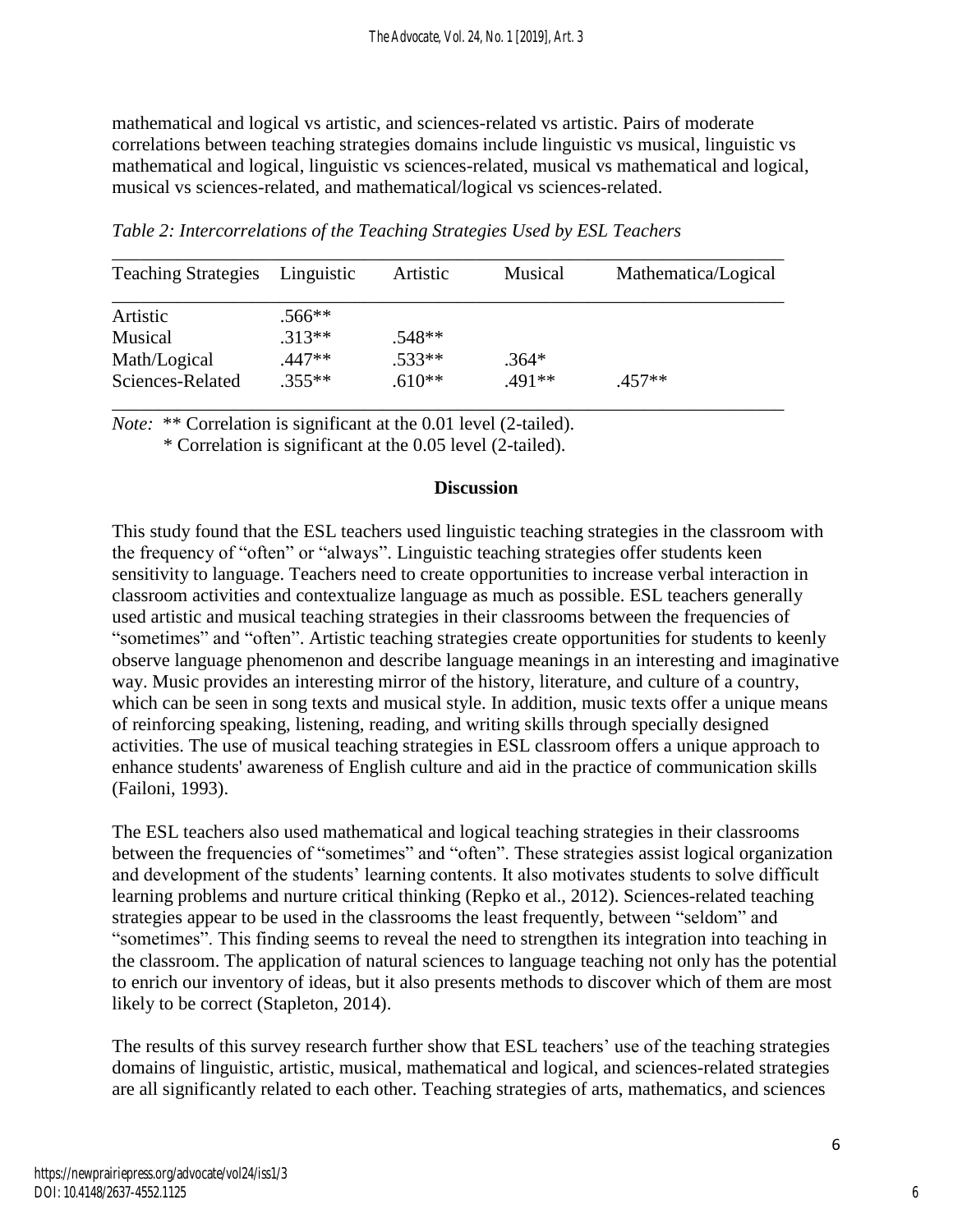mathematical and logical vs artistic, and sciences-related vs artistic. Pairs of moderate correlations between teaching strategies domains include linguistic vs musical, linguistic vs mathematical and logical, linguistic vs sciences-related, musical vs mathematical and logical, musical vs sciences-related, and mathematical/logical vs sciences-related.

*Table 2: Intercorrelations of the Teaching Strategies Used by ESL Teachers*

| Teaching Strategies | Linguistic | Artistic | Musical | Mathematica/Logical |
|---|---|---|---|---|
| Artistic | .566** | | | |
| Musical | .313** | .548** | | |
| Math/Logical | .447** | .533** | .364* | |
| Sciences-Related | .355** | .610** | .491** | .457** |

*Note:* ** Correlation is significant at the 0.01 level (2-tailed).
* Correlation is significant at the 0.05 level (2-tailed).

## Discussion

This study found that the ESL teachers used linguistic teaching strategies in the classroom with the frequency of "often" or "always". Linguistic teaching strategies offer students keen sensitivity to language. Teachers need to create opportunities to increase verbal interaction in classroom activities and contextualize language as much as possible. ESL teachers generally used artistic and musical teaching strategies in their classrooms between the frequencies of "sometimes" and "often". Artistic teaching strategies create opportunities for students to keenly observe language phenomenon and describe language meanings in an interesting and imaginative way. Music provides an interesting mirror of the history, literature, and culture of a country, which can be seen in song texts and musical style. In addition, music texts offer a unique means of reinforcing speaking, listening, reading, and writing skills through specially designed activities. The use of musical teaching strategies in ESL classroom offers a unique approach to enhance students' awareness of English culture and aid in the practice of communication skills (Failoni, 1993).

The ESL teachers also used mathematical and logical teaching strategies in their classrooms between the frequencies of "sometimes" and "often". These strategies assist logical organization and development of the students' learning contents. It also motivates students to solve difficult learning problems and nurture critical thinking (Repko et al., 2012). Sciences-related teaching strategies appear to be used in the classrooms the least frequently, between "seldom" and "sometimes". This finding seems to reveal the need to strengthen its integration into teaching in the classroom. The application of natural sciences to language teaching not only has the potential to enrich our inventory of ideas, but it also presents methods to discover which of them are most likely to be correct (Stapleton, 2014).

The results of this survey research further show that ESL teachers' use of the teaching strategies domains of linguistic, artistic, musical, mathematical and logical, and sciences-related strategies are all significantly related to each other. Teaching strategies of arts, mathematics, and sciences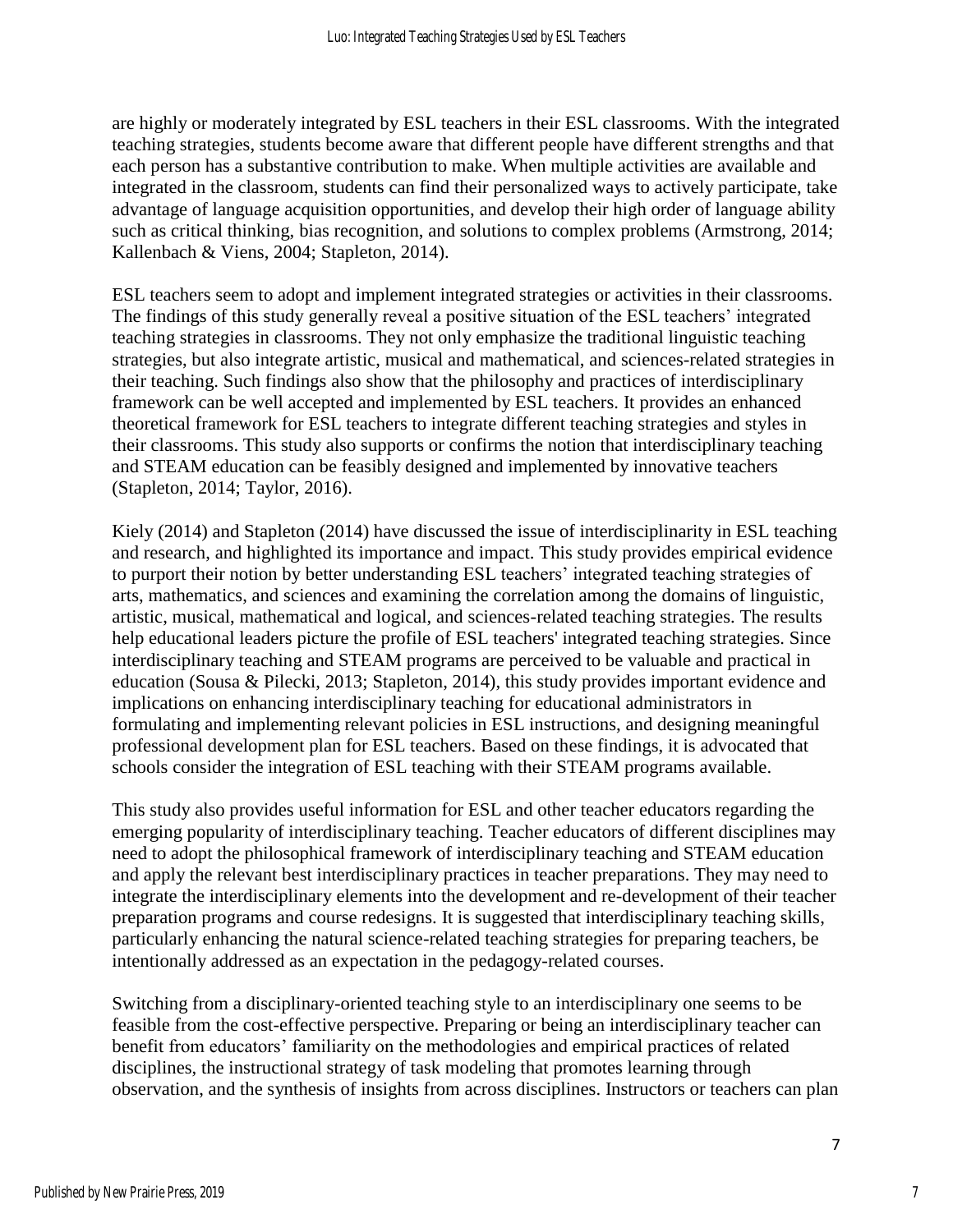are highly or moderately integrated by ESL teachers in their ESL classrooms. With the integrated teaching strategies, students become aware that different people have different strengths and that each person has a substantive contribution to make. When multiple activities are available and integrated in the classroom, students can find their personalized ways to actively participate, take advantage of language acquisition opportunities, and develop their high order of language ability such as critical thinking, bias recognition, and solutions to complex problems (Armstrong, 2014; Kallenbach & Viens, 2004; Stapleton, 2014).

ESL teachers seem to adopt and implement integrated strategies or activities in their classrooms. The findings of this study generally reveal a positive situation of the ESL teachers' integrated teaching strategies in classrooms. They not only emphasize the traditional linguistic teaching strategies, but also integrate artistic, musical and mathematical, and sciences-related strategies in their teaching. Such findings also show that the philosophy and practices of interdisciplinary framework can be well accepted and implemented by ESL teachers. It provides an enhanced theoretical framework for ESL teachers to integrate different teaching strategies and styles in their classrooms. This study also supports or confirms the notion that interdisciplinary teaching and STEAM education can be feasibly designed and implemented by innovative teachers (Stapleton, 2014; Taylor, 2016).

Kiely (2014) and Stapleton (2014) have discussed the issue of interdisciplinarity in ESL teaching and research, and highlighted its importance and impact. This study provides empirical evidence to purport their notion by better understanding ESL teachers' integrated teaching strategies of arts, mathematics, and sciences and examining the correlation among the domains of linguistic, artistic, musical, mathematical and logical, and sciences-related teaching strategies. The results help educational leaders picture the profile of ESL teachers' integrated teaching strategies. Since interdisciplinary teaching and STEAM programs are perceived to be valuable and practical in education (Sousa & Pilecki, 2013; Stapleton, 2014), this study provides important evidence and implications on enhancing interdisciplinary teaching for educational administrators in formulating and implementing relevant policies in ESL instructions, and designing meaningful professional development plan for ESL teachers. Based on these findings, it is advocated that schools consider the integration of ESL teaching with their STEAM programs available.

This study also provides useful information for ESL and other teacher educators regarding the emerging popularity of interdisciplinary teaching. Teacher educators of different disciplines may need to adopt the philosophical framework of interdisciplinary teaching and STEAM education and apply the relevant best interdisciplinary practices in teacher preparations. They may need to integrate the interdisciplinary elements into the development and re-development of their teacher preparation programs and course redesigns. It is suggested that interdisciplinary teaching skills, particularly enhancing the natural science-related teaching strategies for preparing teachers, be intentionally addressed as an expectation in the pedagogy-related courses.

Switching from a disciplinary-oriented teaching style to an interdisciplinary one seems to be feasible from the cost-effective perspective. Preparing or being an interdisciplinary teacher can benefit from educators' familiarity on the methodologies and empirical practices of related disciplines, the instructional strategy of task modeling that promotes learning through observation, and the synthesis of insights from across disciplines. Instructors or teachers can plan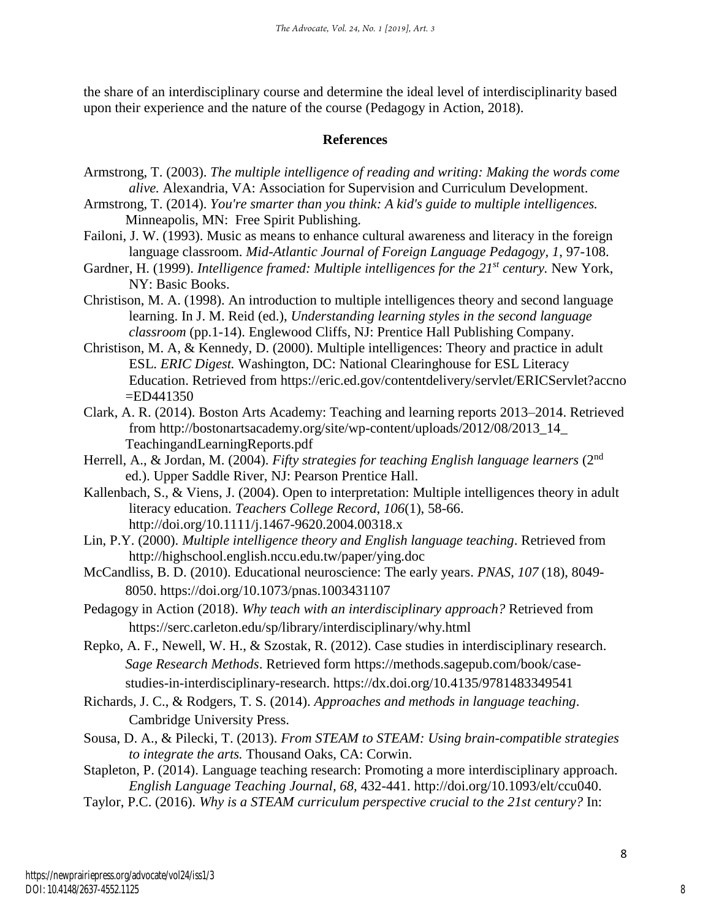the share of an interdisciplinary course and determine the ideal level of interdisciplinarity based upon their experience and the nature of the course (Pedagogy in Action, 2018).

## References

Armstrong, T. (2003). *The multiple intelligence of reading and writing: Making the words come alive.* Alexandria, VA: Association for Supervision and Curriculum Development.

Armstrong, T. (2014). *You're smarter than you think: A kid's guide to multiple intelligences.* Minneapolis, MN: Free Spirit Publishing.

Failoni, J. W. (1993). Music as means to enhance cultural awareness and literacy in the foreign language classroom. *Mid-Atlantic Journal of Foreign Language Pedagogy, 1*, 97-108.

Gardner, H. (1999). *Intelligence framed: Multiple intelligences for the 21st century.* New York, NY: Basic Books.

Christison, M. A. (1998). An introduction to multiple intelligences theory and second language learning. In J. M. Reid (ed.), *Understanding learning styles in the second language classroom* (pp.1-14). Englewood Cliffs, NJ: Prentice Hall Publishing Company.

Christison, M. A, & Kennedy, D. (2000). Multiple intelligences: Theory and practice in adult ESL. *ERIC Digest.* Washington, DC: National Clearinghouse for ESL Literacy Education. Retrieved from https://eric.ed.gov/contentdelivery/servlet/ERICServlet?accno=ED441350

Clark, A. R. (2014). Boston Arts Academy: Teaching and learning reports 2013–2014. Retrieved from http://bostonartsacademy.org/site/wp-content/uploads/2012/08/2013_14_TeachingandLearningReports.pdf

Herrell, A., & Jordan, M. (2004). *Fifty strategies for teaching English language learners* (2nd ed.). Upper Saddle River, NJ: Pearson Prentice Hall.

Kallenbach, S., & Viens, J. (2004). Open to interpretation: Multiple intelligences theory in adult literacy education. *Teachers College Record, 106*(1), 58-66. http://doi.org/10.1111/j.1467-9620.2004.00318.x

Lin, P.Y. (2000). *Multiple intelligence theory and English language teaching*. Retrieved from http://highschool.english.nccu.edu.tw/paper/ying.doc

McCandliss, B. D. (2010). Educational neuroscience: The early years. *PNAS, 107* (18), 8049-8050. https://doi.org/10.1073/pnas.1003431107

Pedagogy in Action (2018). *Why teach with an interdisciplinary approach?* Retrieved from https://serc.carleton.edu/sp/library/interdisciplinary/why.html

Repko, A. F., Newell, W. H., & Szostak, R. (2012). Case studies in interdisciplinary research. *Sage Research Methods*. Retrieved form https://methods.sagepub.com/book/case-studies-in-interdisciplinary-research. https://dx.doi.org/10.4135/9781483349541

Richards, J. C., & Rodgers, T. S. (2014). *Approaches and methods in language teaching*. Cambridge University Press.

Sousa, D. A., & Pilecki, T. (2013). *From STEAM to STEAM: Using brain-compatible strategies to integrate the arts.* Thousand Oaks, CA: Corwin.

Stapleton, P. (2014). Language teaching research: Promoting a more interdisciplinary approach. *English Language Teaching Journal, 68,* 432-441. http://doi.org/10.1093/elt/ccu040.

Taylor, P.C. (2016). *Why is a STEAM curriculum perspective crucial to the 21st century?* In: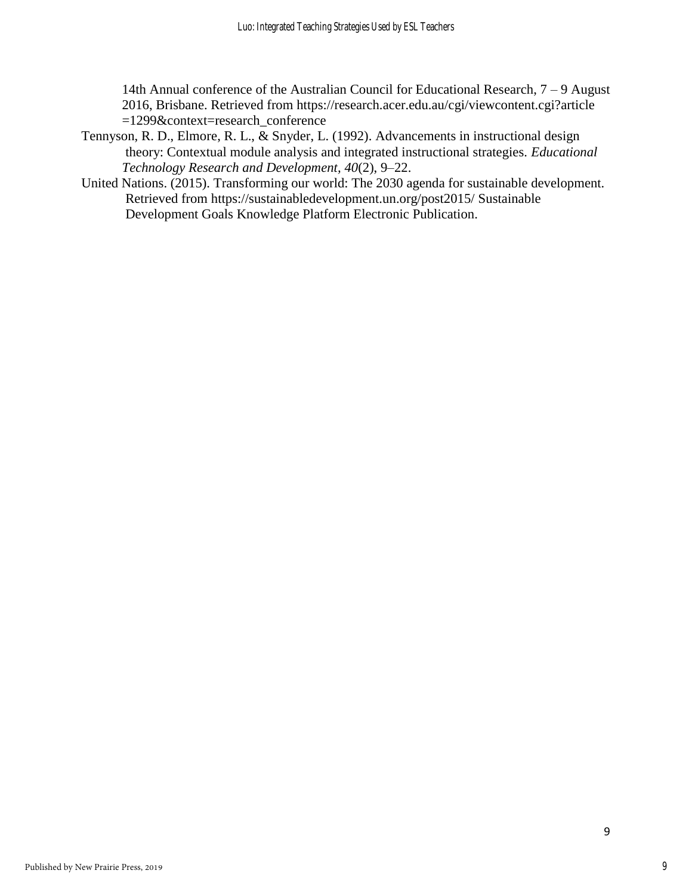14th Annual conference of the Australian Council for Educational Research, 7 – 9 August 2016, Brisbane. Retrieved from https://research.acer.edu.au/cgi/viewcontent.cgi?article=1299&context=research_conference

Tennyson, R. D., Elmore, R. L., & Snyder, L. (1992). Advancements in instructional design theory: Contextual module analysis and integrated instructional strategies. *Educational Technology Research and Development, 40*(2), 9–22.

United Nations. (2015). Transforming our world: The 2030 agenda for sustainable development. Retrieved from https://sustainabledevelopment.un.org/post2015/ Sustainable Development Goals Knowledge Platform Electronic Publication.